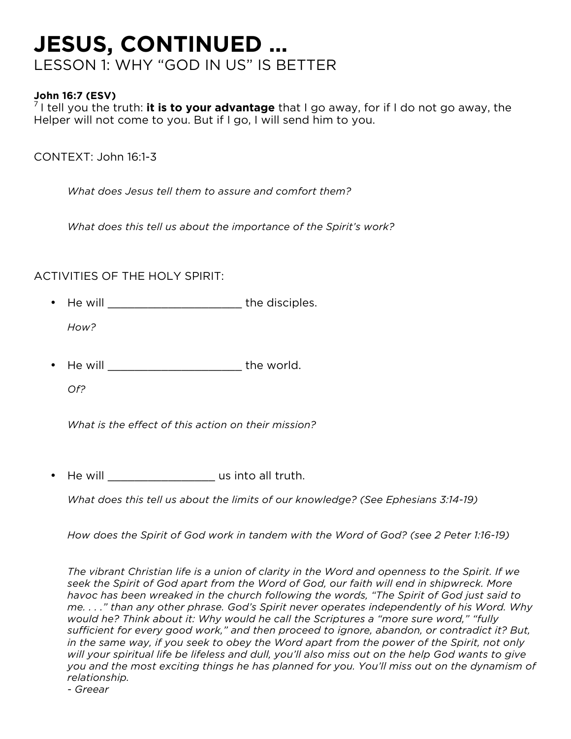# JESUS, CONTINUED …

## LESSON 1: WHY "GOD IN US" IS BETTER

**John 16:7 (ESV)**
7 I tell you the truth: **it is to your advantage** that I go away, for if I do not go away, the Helper will not come to you. But if I go, I will send him to you.

CONTEXT: John 16:1-3

*What does Jesus tell them to assure and comfort them?*

*What does this tell us about the importance of the Spirit's work?*

ACTIVITIES OF THE HOLY SPIRIT:

- He will ______________________ the disciples.

  *How?*

- He will ______________________ the world.

  *Of?*

  *What is the effect of this action on their mission?*

- He will __________________ us into all truth.

  *What does this tell us about the limits of our knowledge? (See Ephesians 3:14-19)*

  *How does the Spirit of God work in tandem with the Word of God? (see 2 Peter 1:16-19)*

  *The vibrant Christian life is a union of clarity in the Word and openness to the Spirit. If we seek the Spirit of God apart from the Word of God, our faith will end in shipwreck. More havoc has been wreaked in the church following the words, "The Spirit of God just said to me. . . ." than any other phrase. God's Spirit never operates independently of his Word. Why would he? Think about it: Why would he call the Scriptures a "more sure word," "fully sufficient for every good work," and then proceed to ignore, abandon, or contradict it? But, in the same way, if you seek to obey the Word apart from the power of the Spirit, not only will your spiritual life be lifeless and dull, you'll also miss out on the help God wants to give you and the most exciting things he has planned for you. You'll miss out on the dynamism of relationship.*
  *- Greear*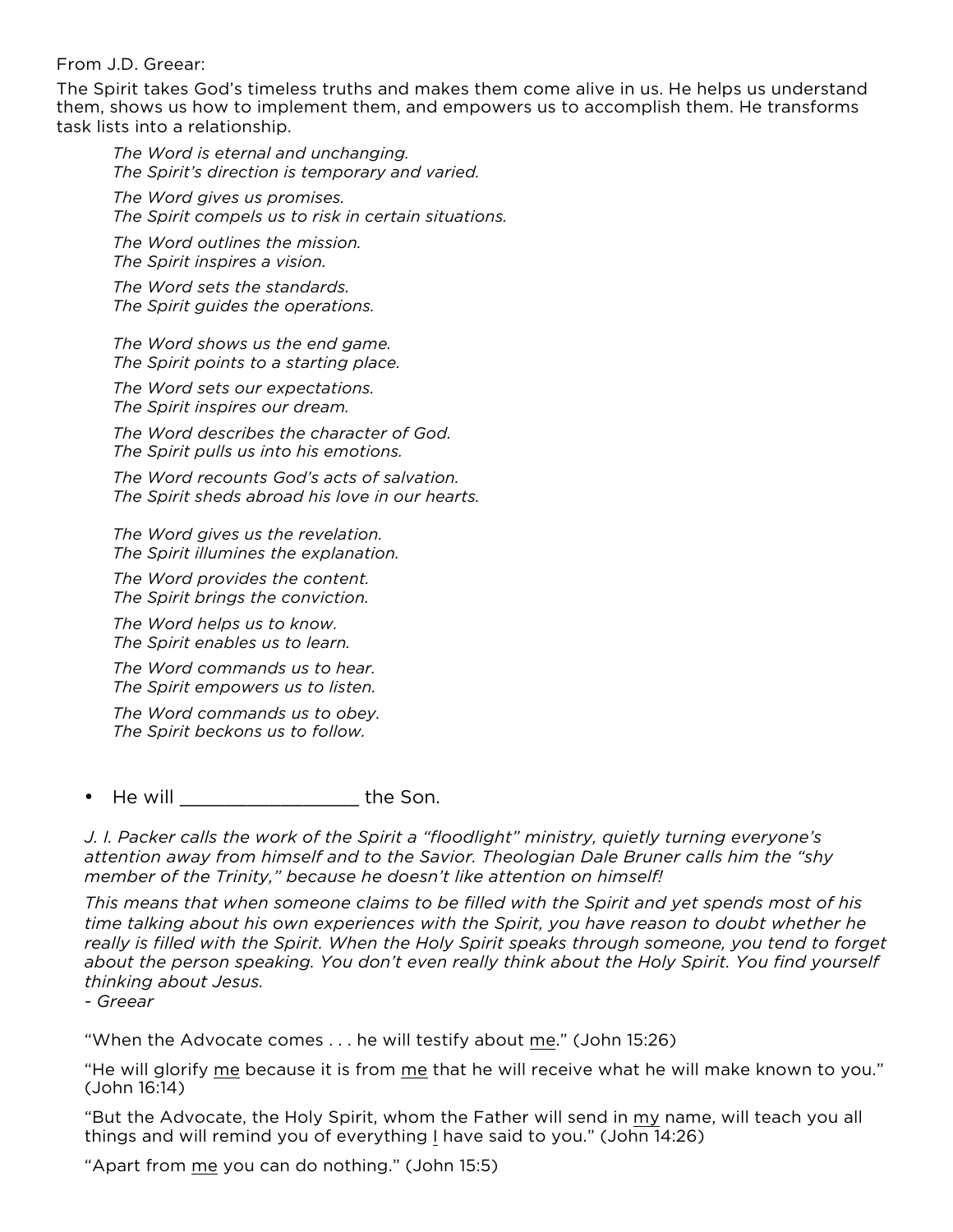From J.D. Greear:

The Spirit takes God's timeless truths and makes them come alive in us. He helps us understand them, shows us how to implement them, and empowers us to accomplish them. He transforms task lists into a relationship.

> *The Word is eternal and unchanging.*
> *The Spirit's direction is temporary and varied.*
>
> *The Word gives us promises.*
> *The Spirit compels us to risk in certain situations.*
>
> *The Word outlines the mission.*
> *The Spirit inspires a vision.*
>
> *The Word sets the standards.*
> *The Spirit guides the operations.*
>
> *The Word shows us the end game.*
> *The Spirit points to a starting place.*
>
> *The Word sets our expectations.*
> *The Spirit inspires our dream.*
>
> *The Word describes the character of God.*
> *The Spirit pulls us into his emotions.*
>
> *The Word recounts God's acts of salvation.*
> *The Spirit sheds abroad his love in our hearts.*
>
> *The Word gives us the revelation.*
> *The Spirit illumines the explanation.*
>
> *The Word provides the content.*
> *The Spirit brings the conviction.*
>
> *The Word helps us to know.*
> *The Spirit enables us to learn.*
>
> *The Word commands us to hear.*
> *The Spirit empowers us to listen.*
>
> *The Word commands us to obey.*
> *The Spirit beckons us to follow.*

- He will _________________ the Son.

*J. I. Packer calls the work of the Spirit a "floodlight" ministry, quietly turning everyone's attention away from himself and to the Savior. Theologian Dale Bruner calls him the "shy member of the Trinity," because he doesn't like attention on himself!*

*This means that when someone claims to be filled with the Spirit and yet spends most of his time talking about his own experiences with the Spirit, you have reason to doubt whether he really is filled with the Spirit. When the Holy Spirit speaks through someone, you tend to forget about the person speaking. You don't even really think about the Holy Spirit. You find yourself thinking about Jesus.*
*- Greear*

"When the Advocate comes . . . he will testify about <u>me</u>." (John 15:26)

"He will glorify <u>me</u> because it is from <u>me</u> that he will receive what he will make known to you." (John 16:14)

"But the Advocate, the Holy Spirit, whom the Father will send in <u>my</u> name, will teach you all things and will remind you of everything <u>I</u> have said to you." (John 14:26)

"Apart from <u>me</u> you can do nothing." (John 15:5)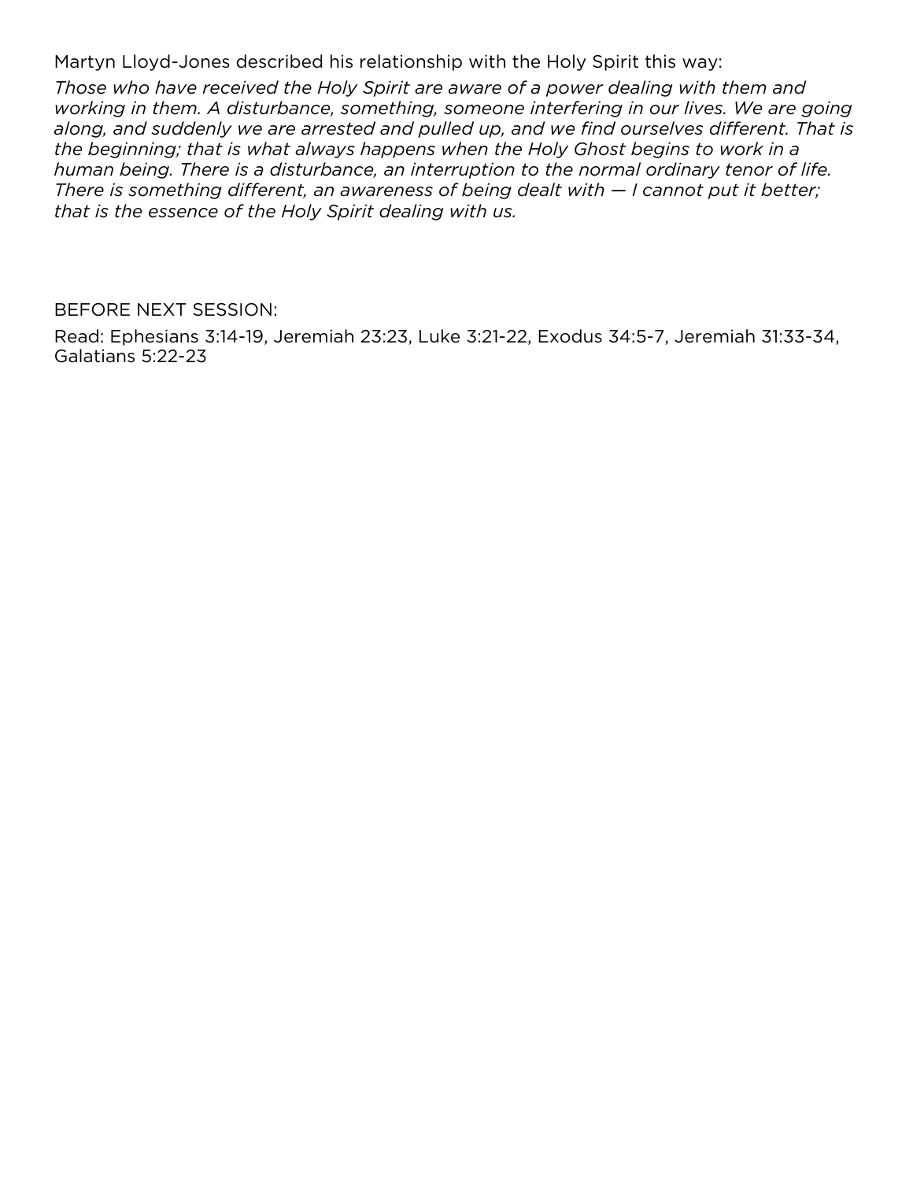Martyn Lloyd-Jones described his relationship with the Holy Spirit this way:

*Those who have received the Holy Spirit are aware of a power dealing with them and working in them. A disturbance, something, someone interfering in our lives. We are going along, and suddenly we are arrested and pulled up, and we find ourselves different. That is the beginning; that is what always happens when the Holy Ghost begins to work in a human being. There is a disturbance, an interruption to the normal ordinary tenor of life. There is something different, an awareness of being dealt with — I cannot put it better; that is the essence of the Holy Spirit dealing with us.*

BEFORE NEXT SESSION:

Read: Ephesians 3:14-19, Jeremiah 23:23, Luke 3:21-22, Exodus 34:5-7, Jeremiah 31:33-34, Galatians 5:22-23